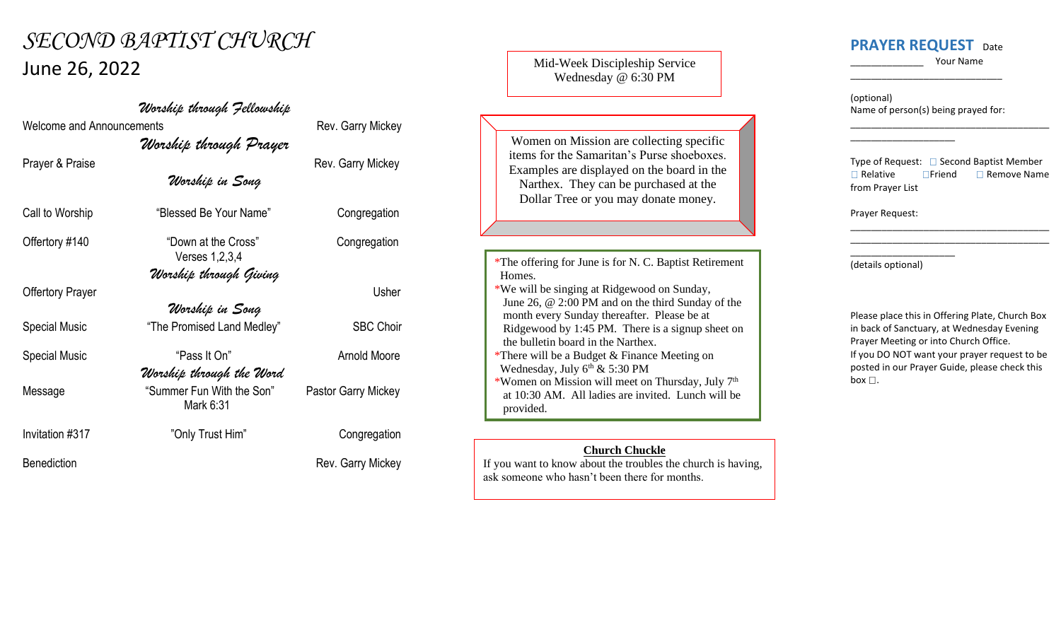# *SECOND BAPTIST CHURCH*

## June 26, 2022

***Worship through Fellowship***

| | | |
|---|---|---|
| Welcome and Announcements | | Rev. Garry Mickey |

***Worship through Prayer***

| | | |
|---|---|---|
| Prayer & Praise | | Rev. Garry Mickey |

***Worship in Song***

| | | |
|---|---|---|
| Call to Worship | "Blessed Be Your Name" | Congregation |
| Offertory #140 | "Down at the Cross" Verses 1,2,3,4 | Congregation |

***Worship through Giving***

| | | |
|---|---|---|
| Offertory Prayer | | Usher |

***Worship in Song***

| | | |
|---|---|---|
| Special Music | "The Promised Land Medley" | SBC Choir |
| Special Music | "Pass It On" | Arnold Moore |

***Worship through the Word***

| | | |
|---|---|---|
| Message | "Summer Fun With the Son" Mark 6:31 | Pastor Garry Mickey |
| Invitation #317 | "Only Trust Him" | Congregation |
| Benediction | | Rev. Garry Mickey |

---

Mid-Week Discipleship Service
Wednesday @ 6:30 PM

---

Women on Mission are collecting specific items for the Samaritan's Purse shoeboxes. Examples are displayed on the board in the Narthex. They can be purchased at the Dollar Tree or you may donate money.

---

*The offering for June is for N. C. Baptist Retirement Homes.
*We will be singing at Ridgewood on Sunday, June 26, @ 2:00 PM and on the third Sunday of the month every Sunday thereafter. Please be at Ridgewood by 1:45 PM. There is a signup sheet on the bulletin board in the Narthex.
*There will be a Budget & Finance Meeting on Wednesday, July 6th & 5:30 PM
*Women on Mission will meet on Thursday, July 7th at 10:30 AM. All ladies are invited. Lunch will be provided.

---

**Church Chuckle**

If you want to know about the troubles the church is having, ask someone who hasn't been there for months.

---

## PRAYER REQUEST

Date ____________ Your Name ___________________________

(optional)
Name of person(s) being prayed for:
______________________________________________

Type of Request: ☐ Second Baptist Member ☐ Relative ☐ Friend ☐ Remove Name from Prayer List

Prayer Request:
______________________________________________
______________________________________________
(details optional)

Please place this in Offering Plate, Church Box in back of Sanctuary, at Wednesday Evening Prayer Meeting or into Church Office.
If you DO NOT want your prayer request to be posted in our Prayer Guide, please check this box ☐.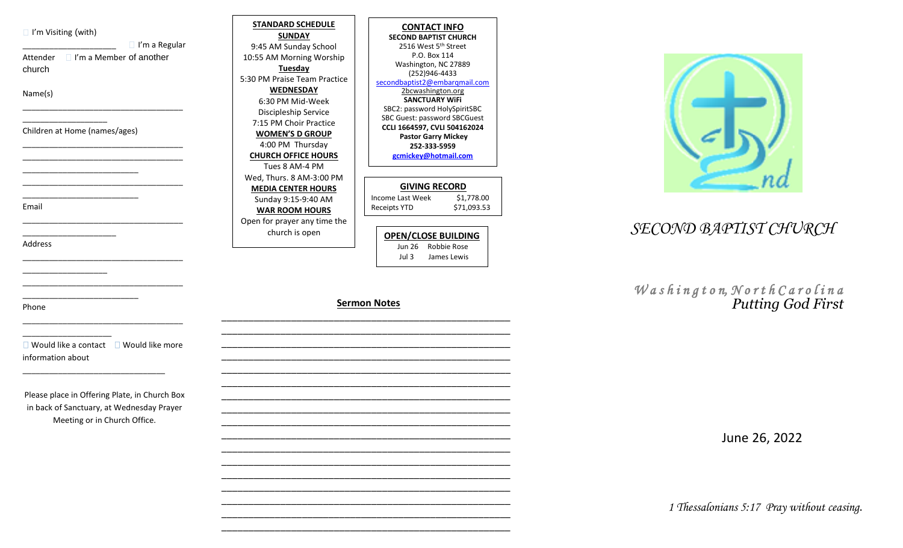☐ I'm Visiting (with) ____________________ ☐ I'm a Regular Attender ☐ I'm a Member of another church

Name(s) ___________________________________ __________________

Children at Home (names/ages) ___________________________________ ___________________________________ _________________________ ___________________________________ _________________________

Email ___________________________________ ____________________

Address ___________________________________ __________________ ___________________________________ _________________________

Phone ___________________________________ ___________________

☐ Would like a contact ☐ Would like more information about ______________________________

Please place in Offering Plate, in Church Box in back of Sanctuary, at Wednesday Prayer Meeting or in Church Office.

**STANDARD SCHEDULE**

**SUNDAY**

9:45 AM Sunday School

10:55 AM Morning Worship

**Tuesday**

5:30 PM Praise Team Practice

**WEDNESDAY**

6:30 PM Mid-Week Discipleship Service

7:15 PM Choir Practice

**WOMEN'S D GROUP**

4:00 PM Thursday

**CHURCH OFFICE HOURS**

Tues 8 AM-4 PM

Wed, Thurs. 8 AM-3:00 PM

**MEDIA CENTER HOURS**

Sunday 9:15-9:40 AM

**WAR ROOM HOURS**

Open for prayer any time the church is open

**CONTACT INFO**

**SECOND BAPTIST CHURCH**

2516 West 5th Street

P.O. Box 114

Washington, NC 27889

(252)946-4433

secondbaptist2@embarqmail.com

2bcwashington.org

**SANCTUARY WiFi**

SBC2: password HolySpiritSBC

SBC Guest: password SBCGuest

**CCLI 1664597, CVLI 504162024**

**Pastor Garry Mickey**

**252-333-5959**

**gcmickey@hotmail.com**

**GIVING RECORD**

| | |
|---|---|
| Income Last Week | $1,778.00 |
| Receipts YTD | $71,093.53 |

**OPEN/CLOSE BUILDING**

| | |
|---|---|
| Jun 26 | Robbie Rose |
| Jul 3 | James Lewis |

**Sermon Notes**

______________________________________________________________
______________________________________________________________
______________________________________________________________
______________________________________________________________
______________________________________________________________
______________________________________________________________
______________________________________________________________
______________________________________________________________
______________________________________________________________
______________________________________________________________
______________________________________________________________
______________________________________________________________
______________________________________________________________
______________________________________________________________
______________________________________________________________
______________________________________________________________
______________________________________________________________

# *SECOND BAPTIST CHURCH*

*Washington, North Carolina*

*Putting God First*

June 26, 2022

*1 Thessalonians 5:17 Pray without ceasing.*